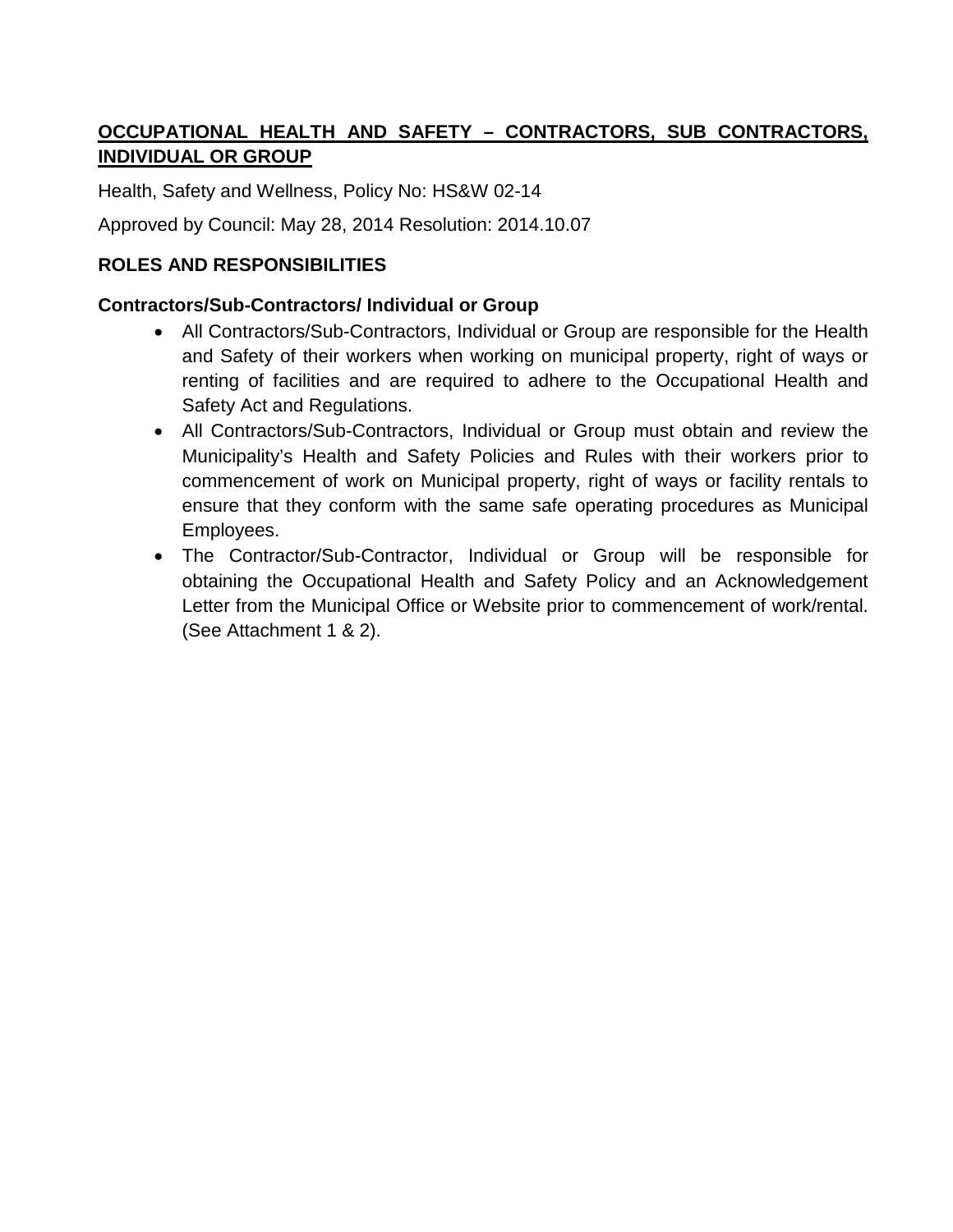# OCCUPATIONAL HEALTH AND SAFETY – CONTRACTORS, SUB CONTRACTORS, INDIVIDUAL OR GROUP

Health, Safety and Wellness, Policy No: HS&W 02-14

Approved by Council: May 28, 2014 Resolution: 2014.10.07

## ROLES AND RESPONSIBILITIES

### Contractors/Sub-Contractors/ Individual or Group

- All Contractors/Sub-Contractors, Individual or Group are responsible for the Health and Safety of their workers when working on municipal property, right of ways or renting of facilities and are required to adhere to the Occupational Health and Safety Act and Regulations.
- All Contractors/Sub-Contractors, Individual or Group must obtain and review the Municipality's Health and Safety Policies and Rules with their workers prior to commencement of work on Municipal property, right of ways or facility rentals to ensure that they conform with the same safe operating procedures as Municipal Employees.
- The Contractor/Sub-Contractor, Individual or Group will be responsible for obtaining the Occupational Health and Safety Policy and an Acknowledgement Letter from the Municipal Office or Website prior to commencement of work/rental. (See Attachment 1 & 2).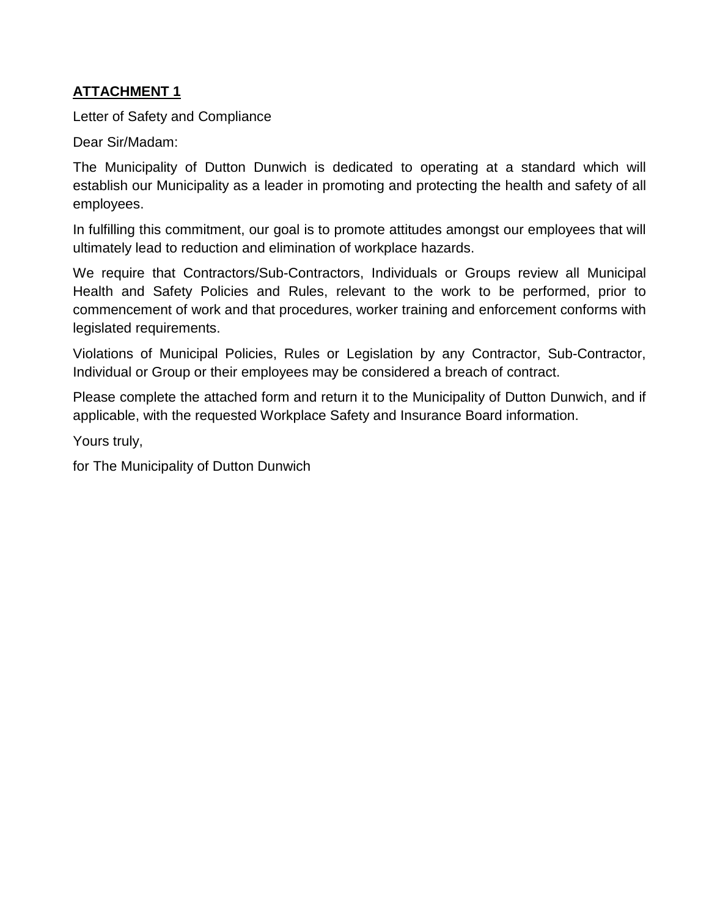**<u>ATTACHMENT 1</u>**

Letter of Safety and Compliance

Dear Sir/Madam:

The Municipality of Dutton Dunwich is dedicated to operating at a standard which will establish our Municipality as a leader in promoting and protecting the health and safety of all employees.

In fulfilling this commitment, our goal is to promote attitudes amongst our employees that will ultimately lead to reduction and elimination of workplace hazards.

We require that Contractors/Sub-Contractors, Individuals or Groups review all Municipal Health and Safety Policies and Rules, relevant to the work to be performed, prior to commencement of work and that procedures, worker training and enforcement conforms with legislated requirements.

Violations of Municipal Policies, Rules or Legislation by any Contractor, Sub-Contractor, Individual or Group or their employees may be considered a breach of contract.

Please complete the attached form and return it to the Municipality of Dutton Dunwich, and if applicable, with the requested Workplace Safety and Insurance Board information.

Yours truly,

for The Municipality of Dutton Dunwich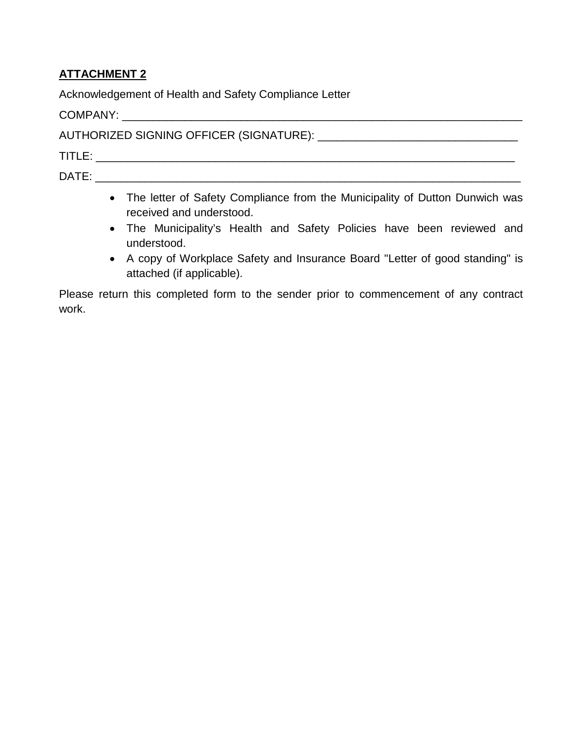**ATTACHMENT 2**

Acknowledgement of Health and Safety Compliance Letter

COMPANY: ___________________________________________________________________

AUTHORIZED SIGNING OFFICER (SIGNATURE): ________________________________

TITLE: ______________________________________________________________________

DATE: ______________________________________________________________________

- The letter of Safety Compliance from the Municipality of Dutton Dunwich was received and understood.
- The Municipality's Health and Safety Policies have been reviewed and understood.
- A copy of Workplace Safety and Insurance Board "Letter of good standing" is attached (if applicable).

Please return this completed form to the sender prior to commencement of any contract work.